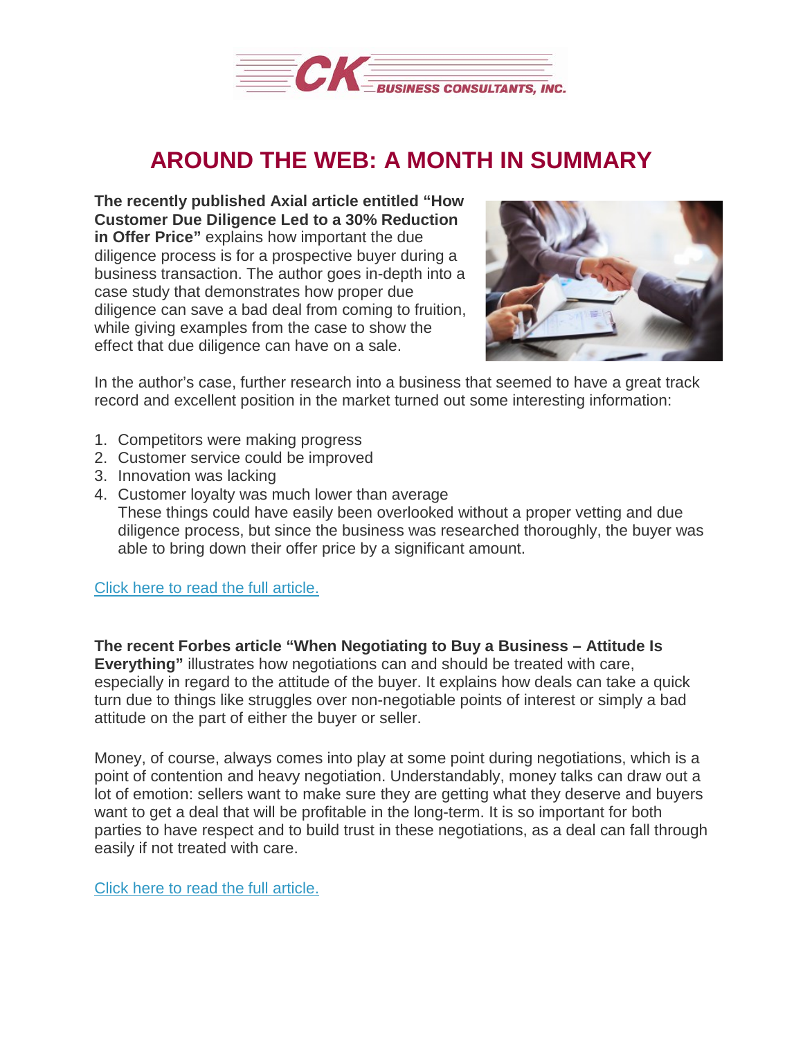# AROUND THE WEB: A MONTH IN SUMMARY

**The recently published Axial article entitled "How Customer Due Diligence Led to a 30% Reduction in Offer Price"** explains how important the due diligence process is for a prospective buyer during a business transaction. The author goes in-depth into a case study that demonstrates how proper due diligence can save a bad deal from coming to fruition, while giving examples from the case to show the effect that due diligence can have on a sale.

In the author's case, further research into a business that seemed to have a great track record and excellent position in the market turned out some interesting information:

1. Competitors were making progress
2. Customer service could be improved
3. Innovation was lacking
4. Customer loyalty was much lower than average
   These things could have easily been overlooked without a proper vetting and due diligence process, but since the business was researched thoroughly, the buyer was able to bring down their offer price by a significant amount.

Click here to read the full article.

**The recent Forbes article "When Negotiating to Buy a Business – Attitude Is Everything"** illustrates how negotiations can and should be treated with care, especially in regard to the attitude of the buyer. It explains how deals can take a quick turn due to things like struggles over non-negotiable points of interest or simply a bad attitude on the part of either the buyer or seller.

Money, of course, always comes into play at some point during negotiations, which is a point of contention and heavy negotiation. Understandably, money talks can draw out a lot of emotion: sellers want to make sure they are getting what they deserve and buyers want to get a deal that will be profitable in the long-term. It is so important for both parties to have respect and to build trust in these negotiations, as a deal can fall through easily if not treated with care.

Click here to read the full article.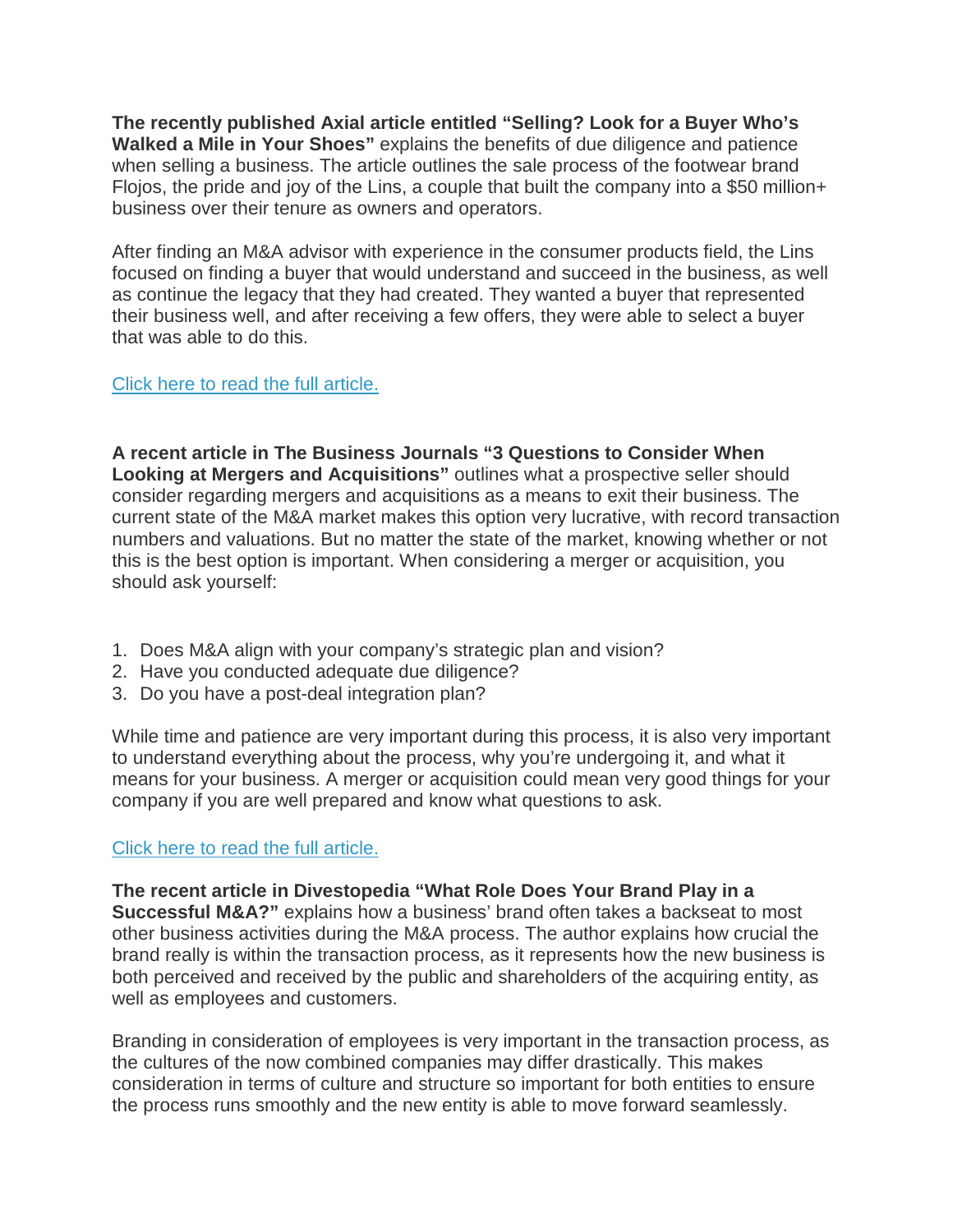**The recently published Axial article entitled "Selling? Look for a Buyer Who's Walked a Mile in Your Shoes"** explains the benefits of due diligence and patience when selling a business. The article outlines the sale process of the footwear brand Flojos, the pride and joy of the Lins, a couple that built the company into a $50 million+ business over their tenure as owners and operators.

After finding an M&A advisor with experience in the consumer products field, the Lins focused on finding a buyer that would understand and succeed in the business, as well as continue the legacy that they had created. They wanted a buyer that represented their business well, and after receiving a few offers, they were able to select a buyer that was able to do this.

Click here to read the full article.

**A recent article in The Business Journals "3 Questions to Consider When Looking at Mergers and Acquisitions"** outlines what a prospective seller should consider regarding mergers and acquisitions as a means to exit their business. The current state of the M&A market makes this option very lucrative, with record transaction numbers and valuations. But no matter the state of the market, knowing whether or not this is the best option is important. When considering a merger or acquisition, you should ask yourself:

1. Does M&A align with your company's strategic plan and vision?
2. Have you conducted adequate due diligence?
3. Do you have a post-deal integration plan?

While time and patience are very important during this process, it is also very important to understand everything about the process, why you're undergoing it, and what it means for your business. A merger or acquisition could mean very good things for your company if you are well prepared and know what questions to ask.

Click here to read the full article.

**The recent article in Divestopedia "What Role Does Your Brand Play in a Successful M&A?"** explains how a business' brand often takes a backseat to most other business activities during the M&A process. The author explains how crucial the brand really is within the transaction process, as it represents how the new business is both perceived and received by the public and shareholders of the acquiring entity, as well as employees and customers.

Branding in consideration of employees is very important in the transaction process, as the cultures of the now combined companies may differ drastically. This makes consideration in terms of culture and structure so important for both entities to ensure the process runs smoothly and the new entity is able to move forward seamlessly.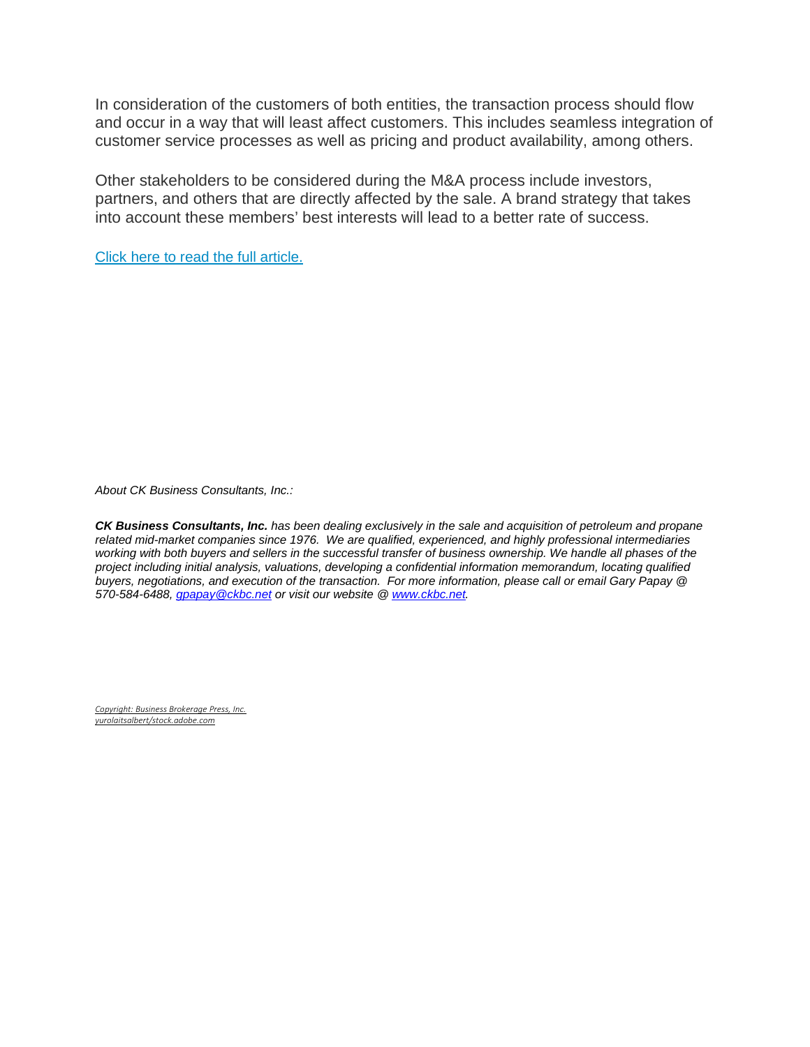In consideration of the customers of both entities, the transaction process should flow and occur in a way that will least affect customers. This includes seamless integration of customer service processes as well as pricing and product availability, among others.

Other stakeholders to be considered during the M&A process include investors, partners, and others that are directly affected by the sale. A brand strategy that takes into account these members' best interests will lead to a better rate of success.

Click here to read the full article.

*About CK Business Consultants, Inc.:*

***CK Business Consultants, Inc.*** *has been dealing exclusively in the sale and acquisition of petroleum and propane related mid-market companies since 1976. We are qualified, experienced, and highly professional intermediaries working with both buyers and sellers in the successful transfer of business ownership. We handle all phases of the project including initial analysis, valuations, developing a confidential information memorandum, locating qualified buyers, negotiations, and execution of the transaction. For more information, please call or email Gary Papay @ 570-584-6488, gpapay@ckbc.net or visit our website @ www.ckbc.net.*

*Copyright: Business Brokerage Press, Inc.*
*yurolaitsalbert/stock.adobe.com*